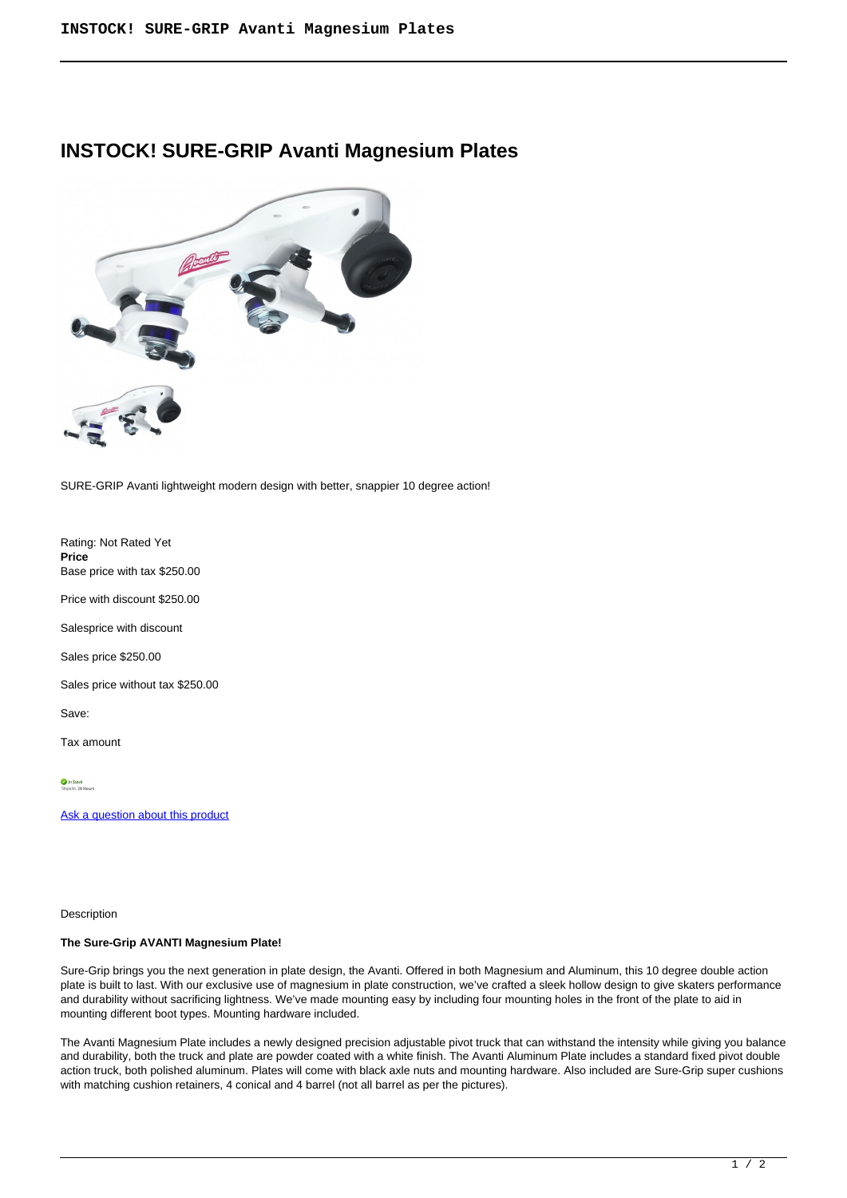# INSTOCK! SURE-GRIP Avanti Magnesium Plates

SURE-GRIP Avanti lightweight modern design with better, snappier 10 degree action!

Rating: Not Rated Yet
**Price**
Base price with tax $250.00

Price with discount $250.00

Salesprice with discount

Sales price $250.00

Sales price without tax $250.00

Save:

Tax amount

[Ask a question about this product]

Description

**The Sure-Grip AVANTI Magnesium Plate!**

Sure-Grip brings you the next generation in plate design, the Avanti. Offered in both Magnesium and Aluminum, this 10 degree double action plate is built to last. With our exclusive use of magnesium in plate construction, we've crafted a sleek hollow design to give skaters performance and durability without sacrificing lightness. We've made mounting easy by including four mounting holes in the front of the plate to aid in mounting different boot types. Mounting hardware included.

The Avanti Magnesium Plate includes a newly designed precision adjustable pivot truck that can withstand the intensity while giving you balance and durability, both the truck and plate are powder coated with a white finish. The Avanti Aluminum Plate includes a standard fixed pivot double action truck, both polished aluminum. Plates will come with black axle nuts and mounting hardware. Also included are Sure-Grip super cushions with matching cushion retainers, 4 conical and 4 barrel (not all barrel as per the pictures).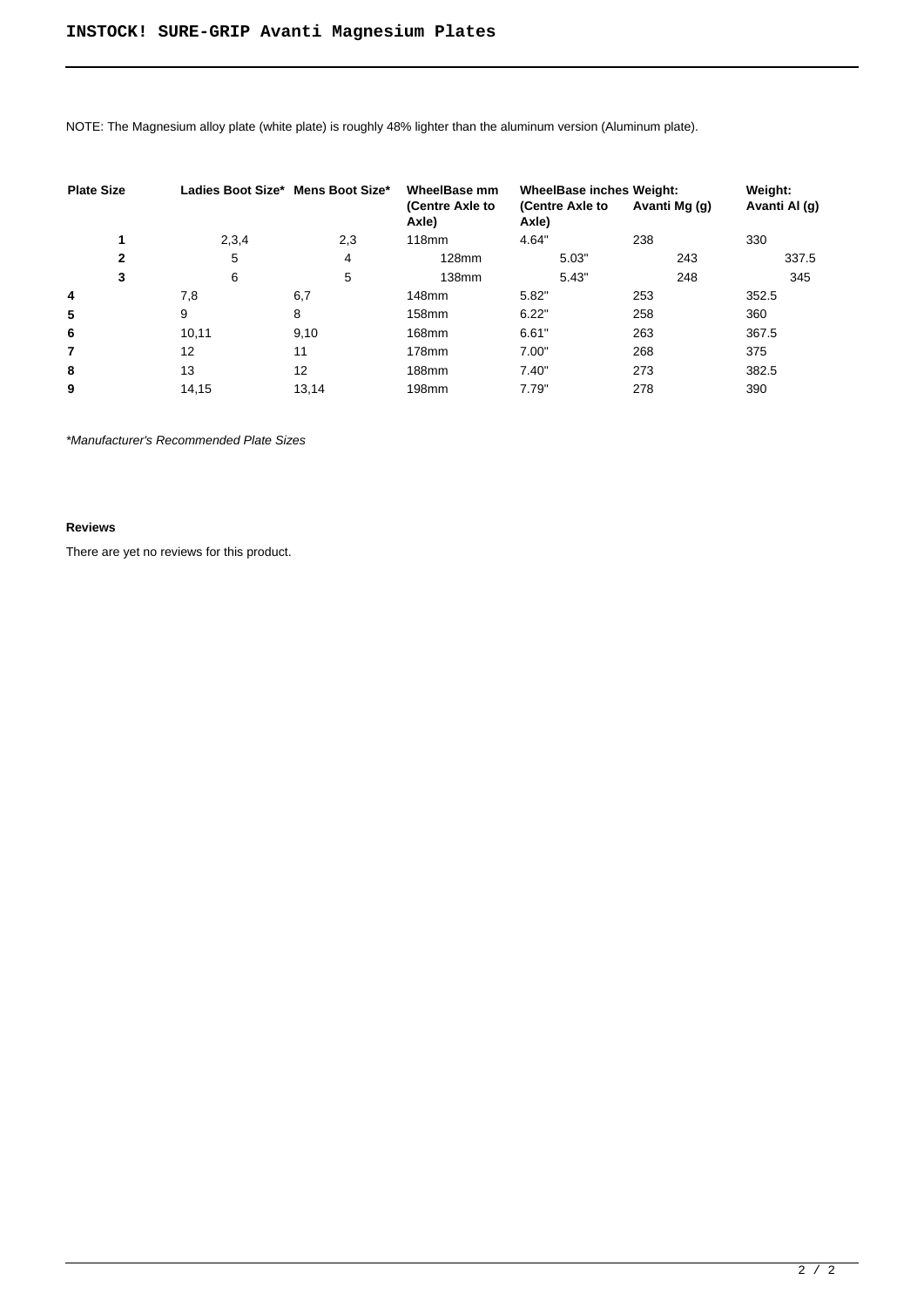# INSTOCK! SURE-GRIP Avanti Magnesium Plates

NOTE: The Magnesium alloy plate (white plate) is roughly 48% lighter than the aluminum version (Aluminum plate).

| Plate Size | Ladies Boot Size* | Mens Boot Size* | WheelBase mm (Centre Axle to Axle) | WheelBase inches (Centre Axle to Axle) | Weight: Avanti Mg (g) | Weight: Avanti Al (g) |
|---|---|---|---|---|---|---|
| 1 | 2,3,4 | 2,3 | 118mm | 4.64" | 238 | 330 |
| 2 | 5 | 4 | 128mm | 5.03" | 243 | 337.5 |
| 3 | 6 | 5 | 138mm | 5.43" | 248 | 345 |
| 4 | 7,8 | 6,7 | 148mm | 5.82" | 253 | 352.5 |
| 5 | 9 | 8 | 158mm | 6.22" | 258 | 360 |
| 6 | 10,11 | 9,10 | 168mm | 6.61" | 263 | 367.5 |
| 7 | 12 | 11 | 178mm | 7.00" | 268 | 375 |
| 8 | 13 | 12 | 188mm | 7.40" | 273 | 382.5 |
| 9 | 14,15 | 13,14 | 198mm | 7.79" | 278 | 390 |

*\*Manufacturer's Recommended Plate Sizes*

**Reviews**

There are yet no reviews for this product.